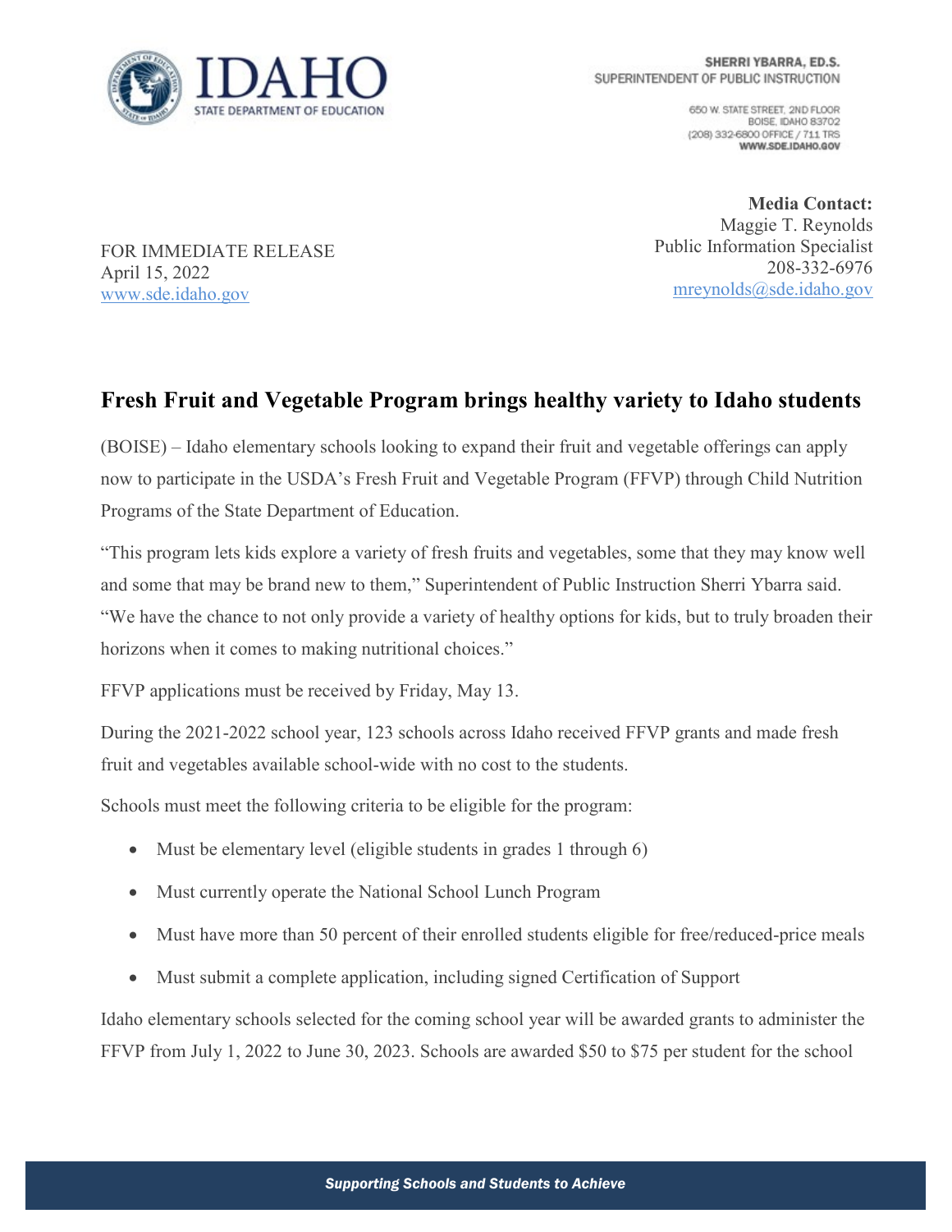IDAHO STATE DEPARTMENT OF EDUCATION

SHERRI YBARRA, ED.S.
SUPERINTENDENT OF PUBLIC INSTRUCTION

650 W. STATE STREET, 2ND FLOOR
BOISE, IDAHO 83702
(208) 332-6800 OFFICE / 711 TRS
WWW.SDE.IDAHO.GOV

**Media Contact:**
Maggie T. Reynolds
Public Information Specialist
208-332-6976
mreynolds@sde.idaho.gov

FOR IMMEDIATE RELEASE
April 15, 2022
www.sde.idaho.gov

## Fresh Fruit and Vegetable Program brings healthy variety to Idaho students

(BOISE) – Idaho elementary schools looking to expand their fruit and vegetable offerings can apply now to participate in the USDA's Fresh Fruit and Vegetable Program (FFVP) through Child Nutrition Programs of the State Department of Education.

"This program lets kids explore a variety of fresh fruits and vegetables, some that they may know well and some that may be brand new to them," Superintendent of Public Instruction Sherri Ybarra said. "We have the chance to not only provide a variety of healthy options for kids, but to truly broaden their horizons when it comes to making nutritional choices."

FFVP applications must be received by Friday, May 13.

During the 2021-2022 school year, 123 schools across Idaho received FFVP grants and made fresh fruit and vegetables available school-wide with no cost to the students.

Schools must meet the following criteria to be eligible for the program:

- Must be elementary level (eligible students in grades 1 through 6)
- Must currently operate the National School Lunch Program
- Must have more than 50 percent of their enrolled students eligible for free/reduced-price meals
- Must submit a complete application, including signed Certification of Support

Idaho elementary schools selected for the coming school year will be awarded grants to administer the FFVP from July 1, 2022 to June 30, 2023. Schools are awarded $50 to $75 per student for the school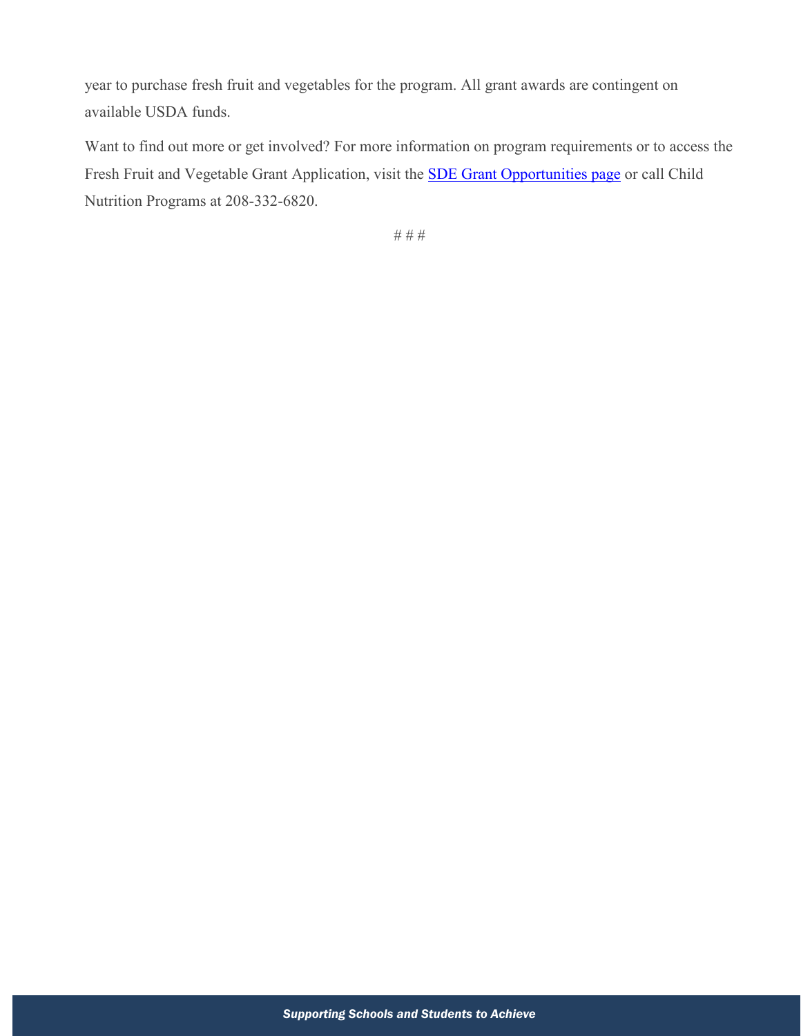year to purchase fresh fruit and vegetables for the program. All grant awards are contingent on available USDA funds.

Want to find out more or get involved? For more information on program requirements or to access the Fresh Fruit and Vegetable Grant Application, visit the SDE Grant Opportunities page or call Child Nutrition Programs at 208-332-6820.

# # #